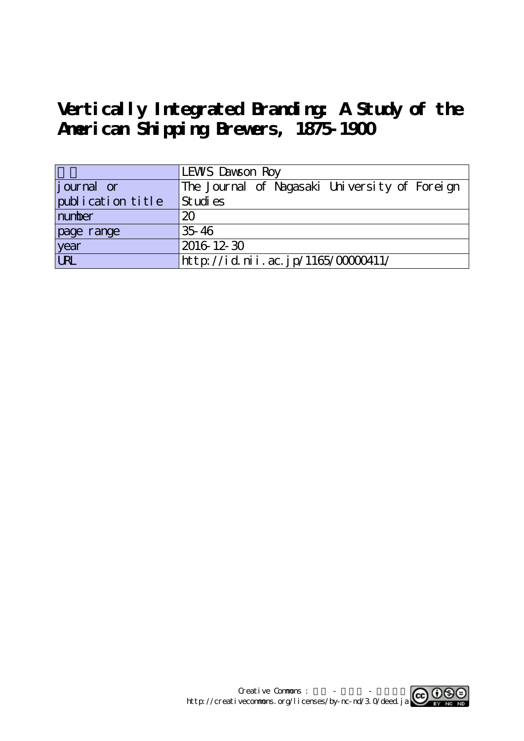# Vertically Integrated Branding: A Study of the American Shipping Brewers, 1875-1900

| 著者 | LEWIS Dawson Roy |
|---|---|
| journal or publication title | The Journal of Nagasaki University of Foreign Studies |
| number | 20 |
| page range | 35-46 |
| year | 2016-12-30 |
| URL | http://id.nii.ac.jp/1165/00000411/ |

Creative Commons : 表示 - 非営利 - 改変禁止
http://creativecommons.org/licenses/by-nc-nd/3.0/deed.ja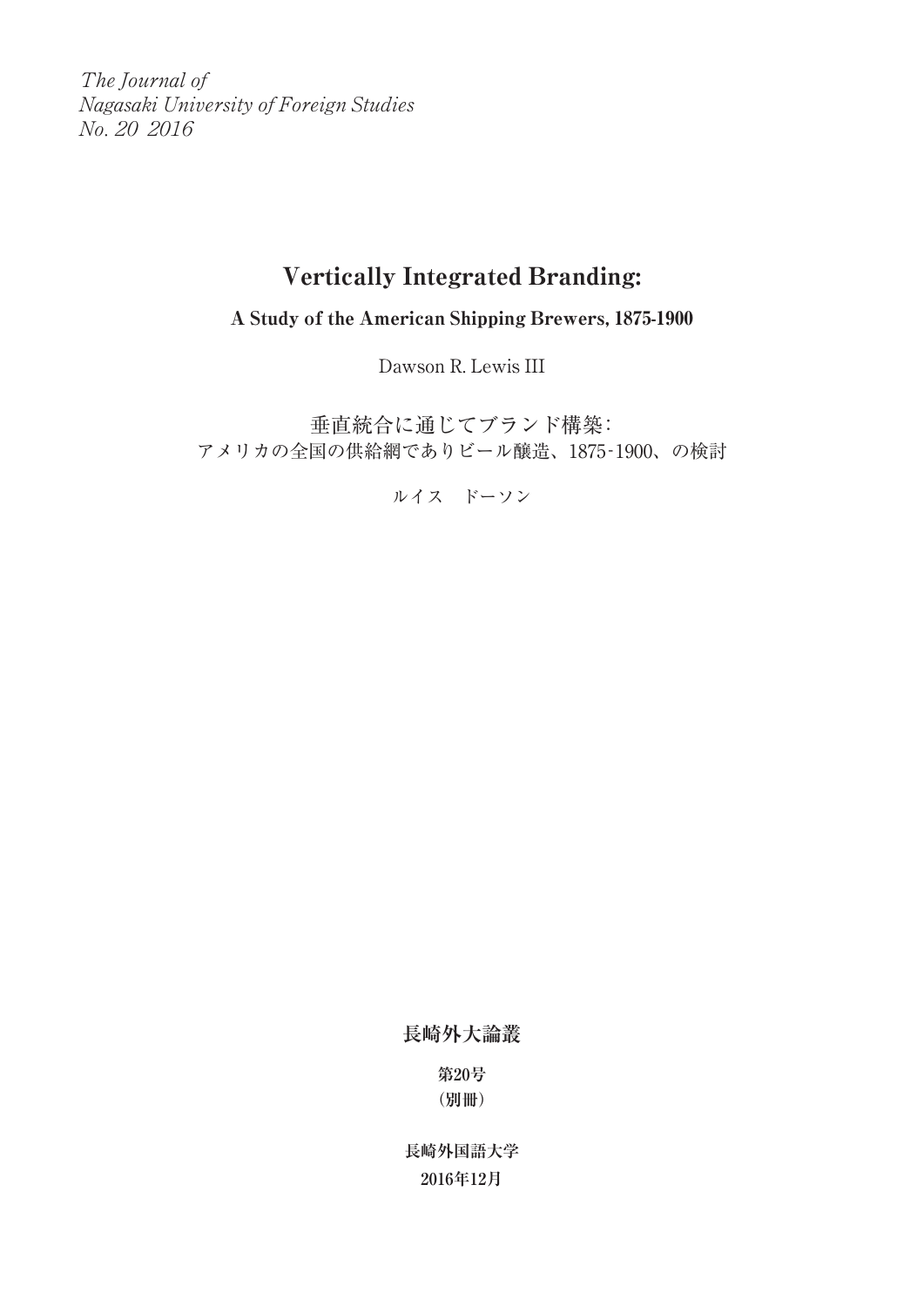*The Journal of*
*Nagasaki University of Foreign Studies*
*No. 20 2016*

# Vertically Integrated Branding:

## A Study of the American Shipping Brewers, 1875-1900

Dawson R. Lewis III

# 垂直統合に通じてブランド構築:
## アメリカの全国の供給網でありビール醸造、1875-1900、の検討

ルイス　ドーソン

**長崎外大論叢**

**第20号**
**（別冊）**

**長崎外国語大学**
**2016年12月**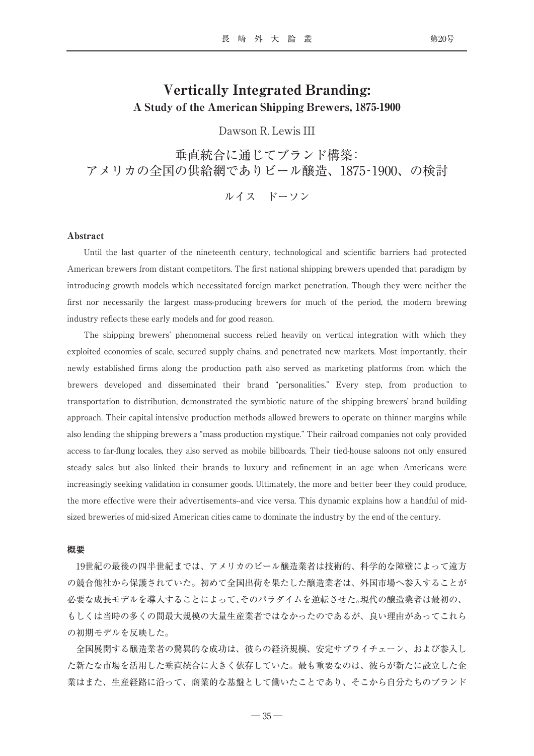# Vertically Integrated Branding:
## A Study of the American Shipping Brewers, 1875-1900

Dawson R. Lewis III

# 垂直統合に通じてブランド構築：
# アメリカの全国の供給網でありビール醸造、1875-1900、の検討

ルイス　ドーソン

### Abstract

Until the last quarter of the nineteenth century, technological and scientific barriers had protected American brewers from distant competitors. The first national shipping brewers upended that paradigm by introducing growth models which necessitated foreign market penetration. Though they were neither the first nor necessarily the largest mass-producing brewers for much of the period, the modern brewing industry reflects these early models and for good reason.

The shipping brewers' phenomenal success relied heavily on vertical integration with which they exploited economies of scale, secured supply chains, and penetrated new markets. Most importantly, their newly established firms along the production path also served as marketing platforms from which the brewers developed and disseminated their brand "personalities." Every step, from production to transportation to distribution, demonstrated the symbiotic nature of the shipping brewers' brand building approach. Their capital intensive production methods allowed brewers to operate on thinner margins while also lending the shipping brewers a "mass production mystique." Their railroad companies not only provided access to far-flung locales, they also served as mobile billboards. Their tied-house saloons not only ensured steady sales but also linked their brands to luxury and refinement in an age when Americans were increasingly seeking validation in consumer goods. Ultimately, the more and better beer they could produce, the more effective were their advertisements--and vice versa. This dynamic explains how a handful of mid-sized breweries of mid-sized American cities came to dominate the industry by the end of the century.

### 概要

19世紀の最後の四半世紀までは、アメリカのビール醸造業者は技術的、科学的な障壁によって遠方の競合他社から保護されていた。初めて全国出荷を果たした醸造業者は、外国市場へ参入することが必要な成長モデルを導入することによって、そのパラダイムを逆転させた。現代の醸造業者は最初の、もしくは当時の多くの間最大規模の大量生産業者ではなかったのであるが、良い理由があってこれらの初期モデルを反映した。

全国展開する醸造業者の驚異的な成功は、彼らの経済規模、安定サプライチェーン、および参入した新たな市場を活用した垂直統合に大きく依存していた。最も重要なのは、彼らが新たに設立した企業はまた、生産経路に沿って、商業的な基盤として働いたことであり、そこから自分たちのブランド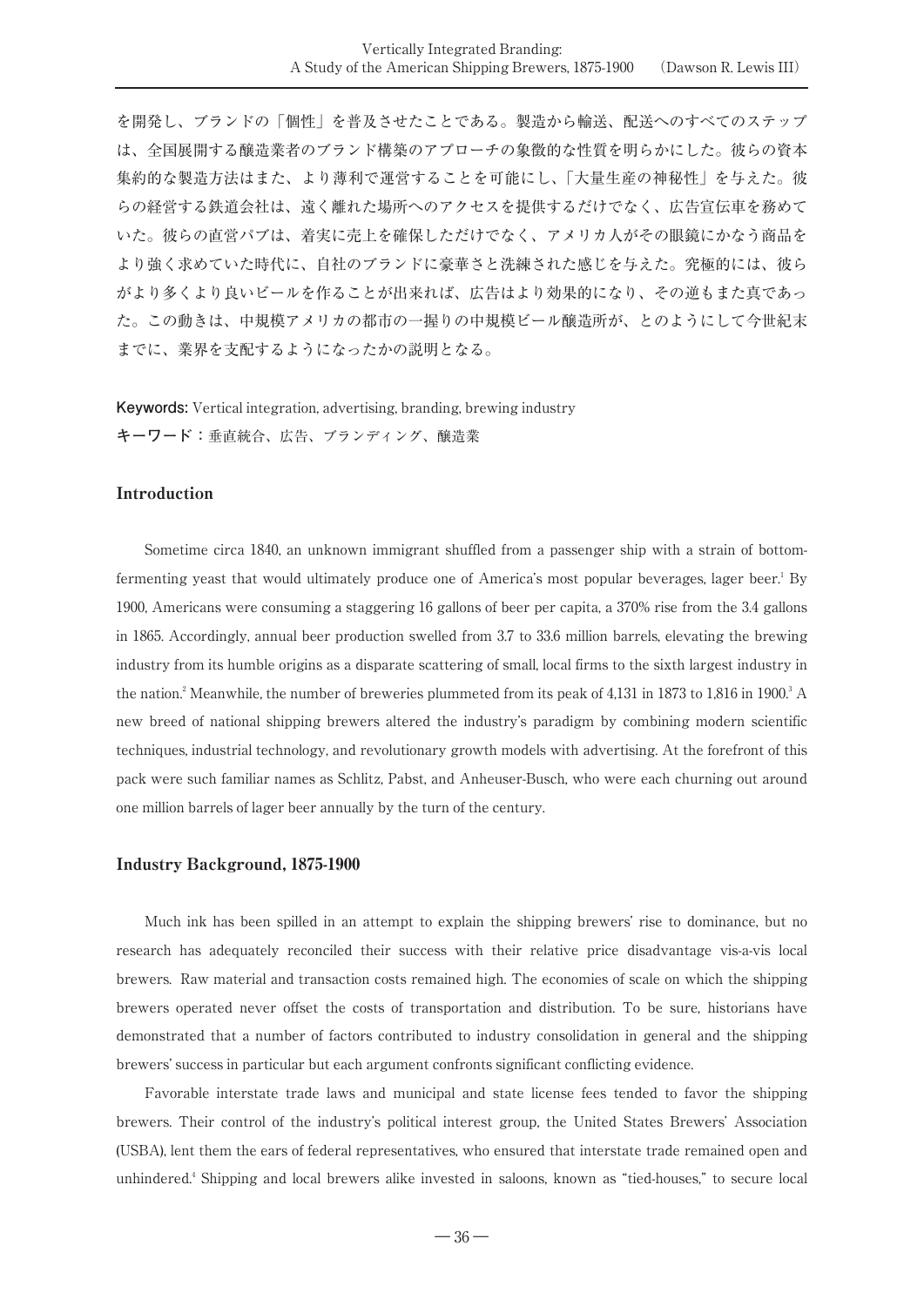を開発し、ブランドの「個性」を普及させたことである。製造から輸送、配送へのすべてのステップは、全国展開する醸造業者のブランド構築のアプローチの象徴的な性質を明らかにした。彼らの資本集約的な製造方法はまた、より薄利で運営することを可能にし、「大量生産の神秘性」を与えた。彼らの経営する鉄道会社は、遠く離れた場所へのアクセスを提供するだけでなく、広告宣伝車を務めていた。彼らの直営パブは、着実に売上を確保しただけでなく、アメリカ人がその眼鏡にかなう商品をより強く求めていた時代に、自社のブランドに豪華さと洗練された感じを与えた。究極的には、彼らがより多くより良いビールを作ることが出来れば、広告はより効果的になり、その逆もまた真であった。この動きは、中規模アメリカの都市の一握りの中規模ビール醸造所が、とのようにして今世紀末までに、業界を支配するようになったかの説明となる。

**Keywords:** Vertical integration, advertising, branding, brewing industry

**キーワード：**垂直統合、広告、ブランディング、醸造業

## Introduction

Sometime circa 1840, an unknown immigrant shuffled from a passenger ship with a strain of bottom-fermenting yeast that would ultimately produce one of America's most popular beverages, lager beer.[1] By 1900, Americans were consuming a staggering 16 gallons of beer per capita, a 370% rise from the 3.4 gallons in 1865. Accordingly, annual beer production swelled from 3.7 to 33.6 million barrels, elevating the brewing industry from its humble origins as a disparate scattering of small, local firms to the sixth largest industry in the nation.[2] Meanwhile, the number of breweries plummeted from its peak of 4,131 in 1873 to 1,816 in 1900.[3] A new breed of national shipping brewers altered the industry's paradigm by combining modern scientific techniques, industrial technology, and revolutionary growth models with advertising. At the forefront of this pack were such familiar names as Schlitz, Pabst, and Anheuser-Busch, who were each churning out around one million barrels of lager beer annually by the turn of the century.

## Industry Background, 1875-1900

Much ink has been spilled in an attempt to explain the shipping brewers' rise to dominance, but no research has adequately reconciled their success with their relative price disadvantage vis-a-vis local brewers. Raw material and transaction costs remained high. The economies of scale on which the shipping brewers operated never offset the costs of transportation and distribution. To be sure, historians have demonstrated that a number of factors contributed to industry consolidation in general and the shipping brewers' success in particular but each argument confronts significant conflicting evidence.

Favorable interstate trade laws and municipal and state license fees tended to favor the shipping brewers. Their control of the industry's political interest group, the United States Brewers' Association (USBA), lent them the ears of federal representatives, who ensured that interstate trade remained open and unhindered.[4] Shipping and local brewers alike invested in saloons, known as "tied-houses," to secure local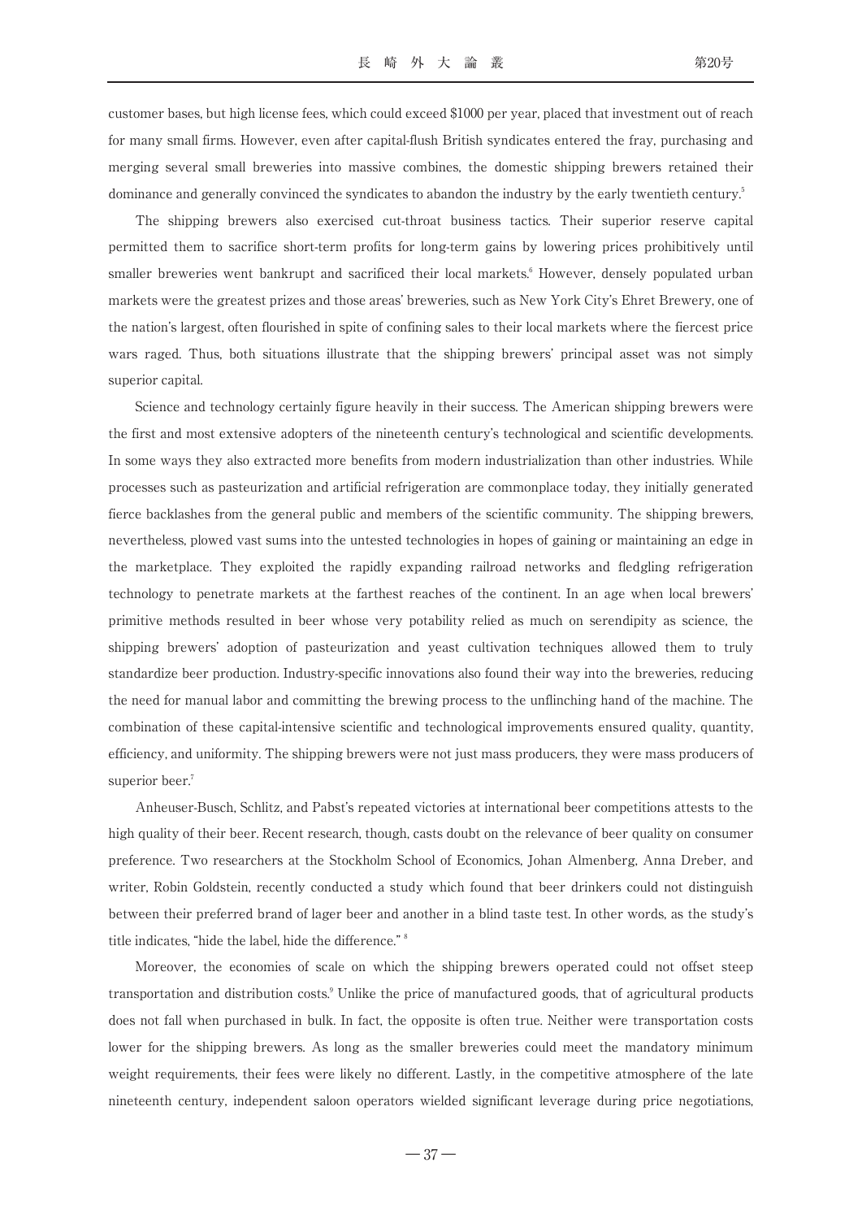customer bases, but high license fees, which could exceed $1000 per year, placed that investment out of reach for many small firms. However, even after capital-flush British syndicates entered the fray, purchasing and merging several small breweries into massive combines, the domestic shipping brewers retained their dominance and generally convinced the syndicates to abandon the industry by the early twentieth century.[5]

The shipping brewers also exercised cut-throat business tactics. Their superior reserve capital permitted them to sacrifice short-term profits for long-term gains by lowering prices prohibitively until smaller breweries went bankrupt and sacrificed their local markets.[6] However, densely populated urban markets were the greatest prizes and those areas' breweries, such as New York City's Ehret Brewery, one of the nation's largest, often flourished in spite of confining sales to their local markets where the fiercest price wars raged. Thus, both situations illustrate that the shipping brewers' principal asset was not simply superior capital.

Science and technology certainly figure heavily in their success. The American shipping brewers were the first and most extensive adopters of the nineteenth century's technological and scientific developments. In some ways they also extracted more benefits from modern industrialization than other industries. While processes such as pasteurization and artificial refrigeration are commonplace today, they initially generated fierce backlashes from the general public and members of the scientific community. The shipping brewers, nevertheless, plowed vast sums into the untested technologies in hopes of gaining or maintaining an edge in the marketplace. They exploited the rapidly expanding railroad networks and fledgling refrigeration technology to penetrate markets at the farthest reaches of the continent. In an age when local brewers' primitive methods resulted in beer whose very potability relied as much on serendipity as science, the shipping brewers' adoption of pasteurization and yeast cultivation techniques allowed them to truly standardize beer production. Industry-specific innovations also found their way into the breweries, reducing the need for manual labor and committing the brewing process to the unflinching hand of the machine. The combination of these capital-intensive scientific and technological improvements ensured quality, quantity, efficiency, and uniformity. The shipping brewers were not just mass producers, they were mass producers of superior beer.[7]

Anheuser-Busch, Schlitz, and Pabst's repeated victories at international beer competitions attests to the high quality of their beer. Recent research, though, casts doubt on the relevance of beer quality on consumer preference. Two researchers at the Stockholm School of Economics, Johan Almenberg, Anna Dreber, and writer, Robin Goldstein, recently conducted a study which found that beer drinkers could not distinguish between their preferred brand of lager beer and another in a blind taste test. In other words, as the study's title indicates, "hide the label, hide the difference." [8]

Moreover, the economies of scale on which the shipping brewers operated could not offset steep transportation and distribution costs.[9] Unlike the price of manufactured goods, that of agricultural products does not fall when purchased in bulk. In fact, the opposite is often true. Neither were transportation costs lower for the shipping brewers. As long as the smaller breweries could meet the mandatory minimum weight requirements, their fees were likely no different. Lastly, in the competitive atmosphere of the late nineteenth century, independent saloon operators wielded significant leverage during price negotiations,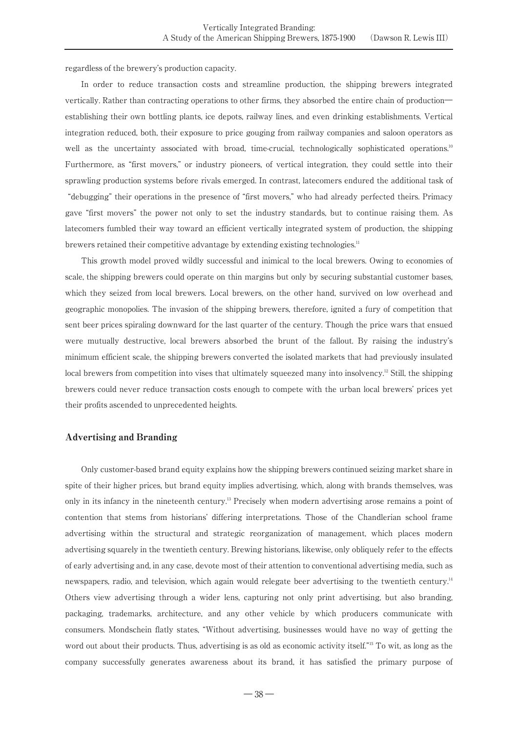regardless of the brewery's production capacity.

In order to reduce transaction costs and streamline production, the shipping brewers integrated vertically. Rather than contracting operations to other firms, they absorbed the entire chain of production—establishing their own bottling plants, ice depots, railway lines, and even drinking establishments. Vertical integration reduced, both, their exposure to price gouging from railway companies and saloon operators as well as the uncertainty associated with broad, time-crucial, technologically sophisticated operations.[10] Furthermore, as "first movers," or industry pioneers, of vertical integration, they could settle into their sprawling production systems before rivals emerged. In contrast, latecomers endured the additional task of "debugging" their operations in the presence of "first movers," who had already perfected theirs. Primacy gave "first movers" the power not only to set the industry standards, but to continue raising them. As latecomers fumbled their way toward an efficient vertically integrated system of production, the shipping brewers retained their competitive advantage by extending existing technologies.[11]

This growth model proved wildly successful and inimical to the local brewers. Owing to economies of scale, the shipping brewers could operate on thin margins but only by securing substantial customer bases, which they seized from local brewers. Local brewers, on the other hand, survived on low overhead and geographic monopolies. The invasion of the shipping brewers, therefore, ignited a fury of competition that sent beer prices spiraling downward for the last quarter of the century. Though the price wars that ensued were mutually destructive, local brewers absorbed the brunt of the fallout. By raising the industry's minimum efficient scale, the shipping brewers converted the isolated markets that had previously insulated local brewers from competition into vises that ultimately squeezed many into insolvency.[12] Still, the shipping brewers could never reduce transaction costs enough to compete with the urban local brewers' prices yet their profits ascended to unprecedented heights.

## Advertising and Branding

Only customer-based brand equity explains how the shipping brewers continued seizing market share in spite of their higher prices, but brand equity implies advertising, which, along with brands themselves, was only in its infancy in the nineteenth century.[13] Precisely when modern advertising arose remains a point of contention that stems from historians' differing interpretations. Those of the Chandlerian school frame advertising within the structural and strategic reorganization of management, which places modern advertising squarely in the twentieth century. Brewing historians, likewise, only obliquely refer to the effects of early advertising and, in any case, devote most of their attention to conventional advertising media, such as newspapers, radio, and television, which again would relegate beer advertising to the twentieth century.[14] Others view advertising through a wider lens, capturing not only print advertising, but also branding, packaging, trademarks, architecture, and any other vehicle by which producers communicate with consumers. Mondschein flatly states, "Without advertising, businesses would have no way of getting the word out about their products. Thus, advertising is as old as economic activity itself."[15] To wit, as long as the company successfully generates awareness about its brand, it has satisfied the primary purpose of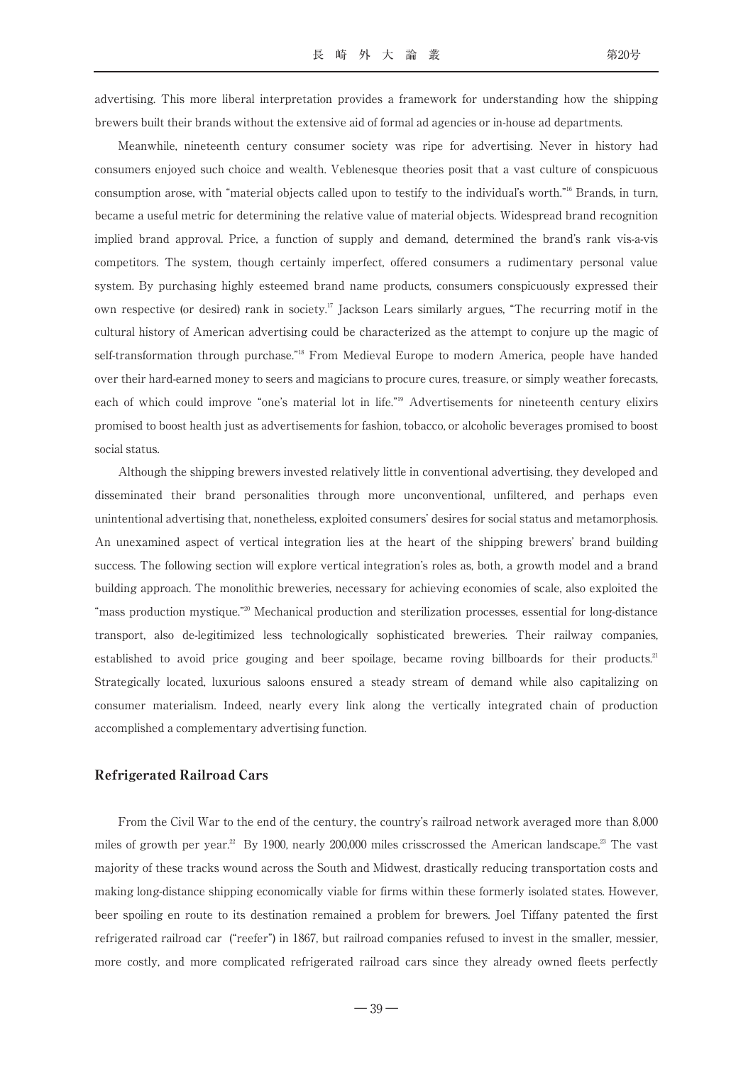advertising. This more liberal interpretation provides a framework for understanding how the shipping brewers built their brands without the extensive aid of formal ad agencies or in-house ad departments.

Meanwhile, nineteenth century consumer society was ripe for advertising. Never in history had consumers enjoyed such choice and wealth. Veblenesque theories posit that a vast culture of conspicuous consumption arose, with "material objects called upon to testify to the individual's worth."[16] Brands, in turn, became a useful metric for determining the relative value of material objects. Widespread brand recognition implied brand approval. Price, a function of supply and demand, determined the brand's rank vis-a-vis competitors. The system, though certainly imperfect, offered consumers a rudimentary personal value system. By purchasing highly esteemed brand name products, consumers conspicuously expressed their own respective (or desired) rank in society.[17] Jackson Lears similarly argues, "The recurring motif in the cultural history of American advertising could be characterized as the attempt to conjure up the magic of self-transformation through purchase."[18] From Medieval Europe to modern America, people have handed over their hard-earned money to seers and magicians to procure cures, treasure, or simply weather forecasts, each of which could improve "one's material lot in life."[19] Advertisements for nineteenth century elixirs promised to boost health just as advertisements for fashion, tobacco, or alcoholic beverages promised to boost social status.

Although the shipping brewers invested relatively little in conventional advertising, they developed and disseminated their brand personalities through more unconventional, unfiltered, and perhaps even unintentional advertising that, nonetheless, exploited consumers' desires for social status and metamorphosis. An unexamined aspect of vertical integration lies at the heart of the shipping brewers' brand building success. The following section will explore vertical integration's roles as, both, a growth model and a brand building approach. The monolithic breweries, necessary for achieving economies of scale, also exploited the "mass production mystique."[20] Mechanical production and sterilization processes, essential for long-distance transport, also de-legitimized less technologically sophisticated breweries. Their railway companies, established to avoid price gouging and beer spoilage, became roving billboards for their products.[21] Strategically located, luxurious saloons ensured a steady stream of demand while also capitalizing on consumer materialism. Indeed, nearly every link along the vertically integrated chain of production accomplished a complementary advertising function.

## Refrigerated Railroad Cars

From the Civil War to the end of the century, the country's railroad network averaged more than 8,000 miles of growth per year.[22] By 1900, nearly 200,000 miles crisscrossed the American landscape.[23] The vast majority of these tracks wound across the South and Midwest, drastically reducing transportation costs and making long-distance shipping economically viable for firms within these formerly isolated states. However, beer spoiling en route to its destination remained a problem for brewers. Joel Tiffany patented the first refrigerated railroad car ("reefer") in 1867, but railroad companies refused to invest in the smaller, messier, more costly, and more complicated refrigerated railroad cars since they already owned fleets perfectly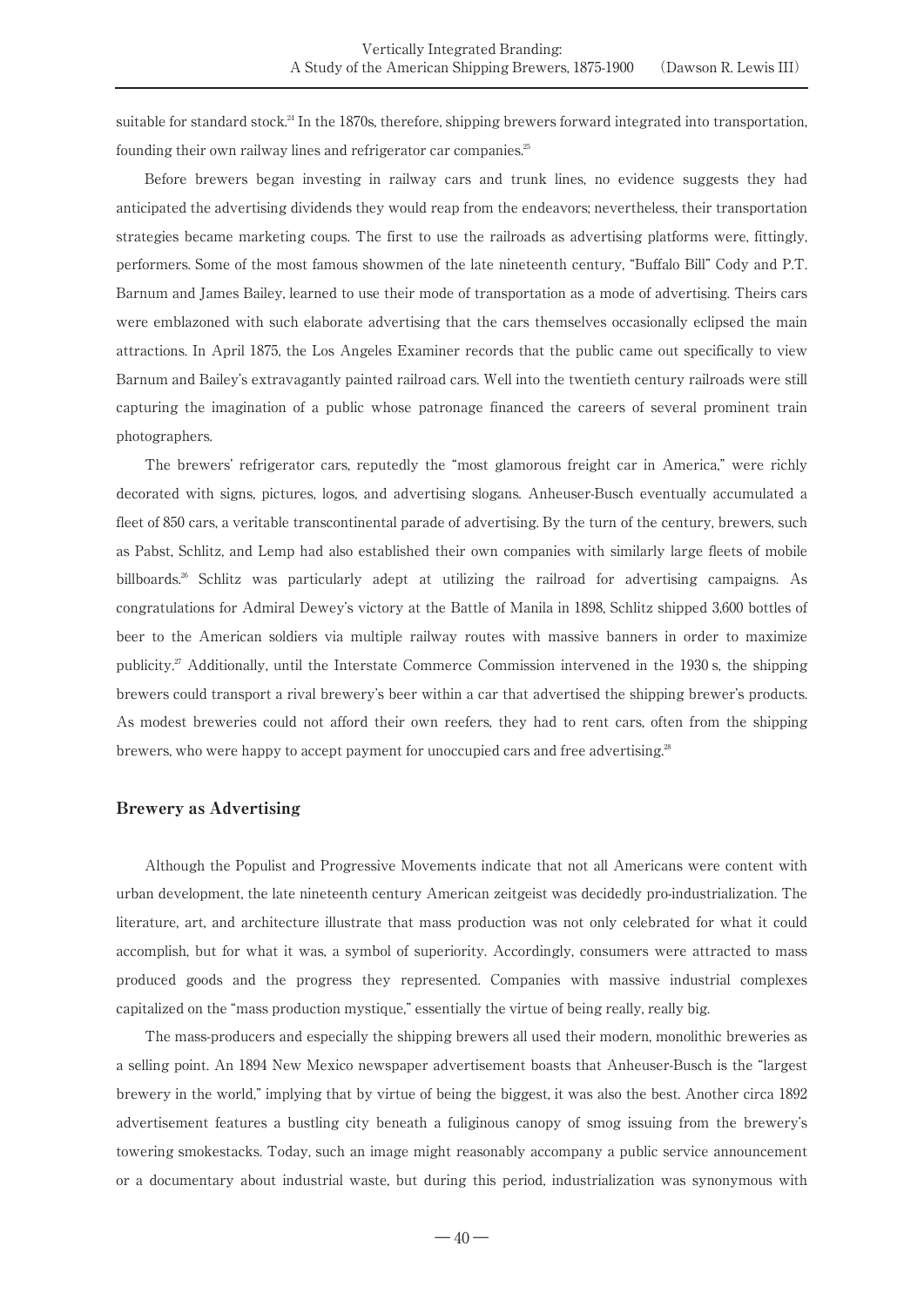suitable for standard stock.[24] In the 1870s, therefore, shipping brewers forward integrated into transportation, founding their own railway lines and refrigerator car companies.[25]

Before brewers began investing in railway cars and trunk lines, no evidence suggests they had anticipated the advertising dividends they would reap from the endeavors; nevertheless, their transportation strategies became marketing coups. The first to use the railroads as advertising platforms were, fittingly, performers. Some of the most famous showmen of the late nineteenth century, "Buffalo Bill" Cody and P.T. Barnum and James Bailey, learned to use their mode of transportation as a mode of advertising. Theirs cars were emblazoned with such elaborate advertising that the cars themselves occasionally eclipsed the main attractions. In April 1875, the Los Angeles Examiner records that the public came out specifically to view Barnum and Bailey's extravagantly painted railroad cars. Well into the twentieth century railroads were still capturing the imagination of a public whose patronage financed the careers of several prominent train photographers.

The brewers' refrigerator cars, reputedly the "most glamorous freight car in America," were richly decorated with signs, pictures, logos, and advertising slogans. Anheuser-Busch eventually accumulated a fleet of 850 cars, a veritable transcontinental parade of advertising. By the turn of the century, brewers, such as Pabst, Schlitz, and Lemp had also established their own companies with similarly large fleets of mobile billboards.[26] Schlitz was particularly adept at utilizing the railroad for advertising campaigns. As congratulations for Admiral Dewey's victory at the Battle of Manila in 1898, Schlitz shipped 3,600 bottles of beer to the American soldiers via multiple railway routes with massive banners in order to maximize publicity.[27] Additionally, until the Interstate Commerce Commission intervened in the 1930 s, the shipping brewers could transport a rival brewery's beer within a car that advertised the shipping brewer's products. As modest breweries could not afford their own reefers, they had to rent cars, often from the shipping brewers, who were happy to accept payment for unoccupied cars and free advertising.[28]

## Brewery as Advertising

Although the Populist and Progressive Movements indicate that not all Americans were content with urban development, the late nineteenth century American zeitgeist was decidedly pro-industrialization. The literature, art, and architecture illustrate that mass production was not only celebrated for what it could accomplish, but for what it was, a symbol of superiority. Accordingly, consumers were attracted to mass produced goods and the progress they represented. Companies with massive industrial complexes capitalized on the "mass production mystique," essentially the virtue of being really, really big.

The mass-producers and especially the shipping brewers all used their modern, monolithic breweries as a selling point. An 1894 New Mexico newspaper advertisement boasts that Anheuser-Busch is the "largest brewery in the world," implying that by virtue of being the biggest, it was also the best. Another circa 1892 advertisement features a bustling city beneath a fuliginous canopy of smog issuing from the brewery's towering smokestacks. Today, such an image might reasonably accompany a public service announcement or a documentary about industrial waste, but during this period, industrialization was synonymous with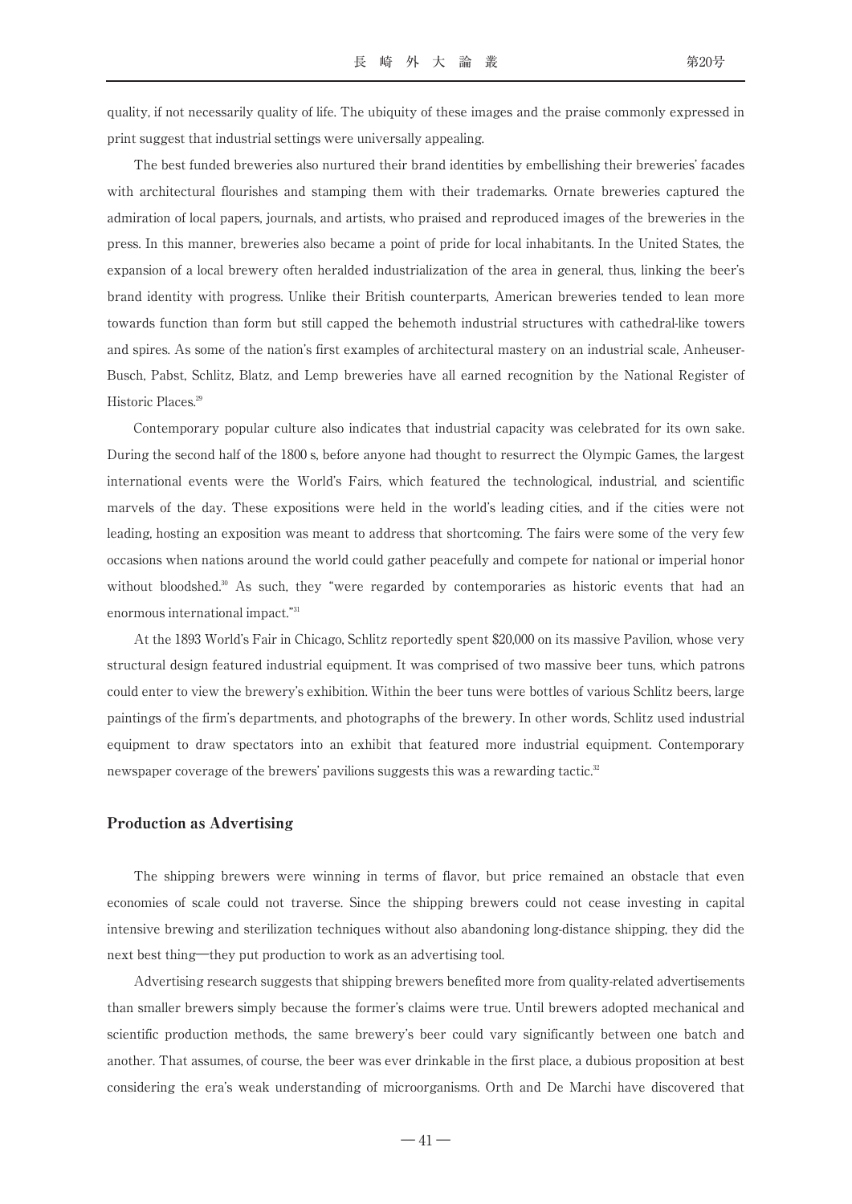quality, if not necessarily quality of life. The ubiquity of these images and the praise commonly expressed in print suggest that industrial settings were universally appealing.

The best funded breweries also nurtured their brand identities by embellishing their breweries' facades with architectural flourishes and stamping them with their trademarks. Ornate breweries captured the admiration of local papers, journals, and artists, who praised and reproduced images of the breweries in the press. In this manner, breweries also became a point of pride for local inhabitants. In the United States, the expansion of a local brewery often heralded industrialization of the area in general, thus, linking the beer's brand identity with progress. Unlike their British counterparts, American breweries tended to lean more towards function than form but still capped the behemoth industrial structures with cathedral-like towers and spires. As some of the nation's first examples of architectural mastery on an industrial scale, Anheuser-Busch, Pabst, Schlitz, Blatz, and Lemp breweries have all earned recognition by the National Register of Historic Places.[29]

Contemporary popular culture also indicates that industrial capacity was celebrated for its own sake. During the second half of the 1800 s, before anyone had thought to resurrect the Olympic Games, the largest international events were the World's Fairs, which featured the technological, industrial, and scientific marvels of the day. These expositions were held in the world's leading cities, and if the cities were not leading, hosting an exposition was meant to address that shortcoming. The fairs were some of the very few occasions when nations around the world could gather peacefully and compete for national or imperial honor without bloodshed.[30] As such, they "were regarded by contemporaries as historic events that had an enormous international impact."[31]

At the 1893 World's Fair in Chicago, Schlitz reportedly spent $20,000 on its massive Pavilion, whose very structural design featured industrial equipment. It was comprised of two massive beer tuns, which patrons could enter to view the brewery's exhibition. Within the beer tuns were bottles of various Schlitz beers, large paintings of the firm's departments, and photographs of the brewery. In other words, Schlitz used industrial equipment to draw spectators into an exhibit that featured more industrial equipment. Contemporary newspaper coverage of the brewers' pavilions suggests this was a rewarding tactic.[32]

## Production as Advertising

The shipping brewers were winning in terms of flavor, but price remained an obstacle that even economies of scale could not traverse. Since the shipping brewers could not cease investing in capital intensive brewing and sterilization techniques without also abandoning long-distance shipping, they did the next best thing—they put production to work as an advertising tool.

Advertising research suggests that shipping brewers benefited more from quality-related advertisements than smaller brewers simply because the former's claims were true. Until brewers adopted mechanical and scientific production methods, the same brewery's beer could vary significantly between one batch and another. That assumes, of course, the beer was ever drinkable in the first place, a dubious proposition at best considering the era's weak understanding of microorganisms. Orth and De Marchi have discovered that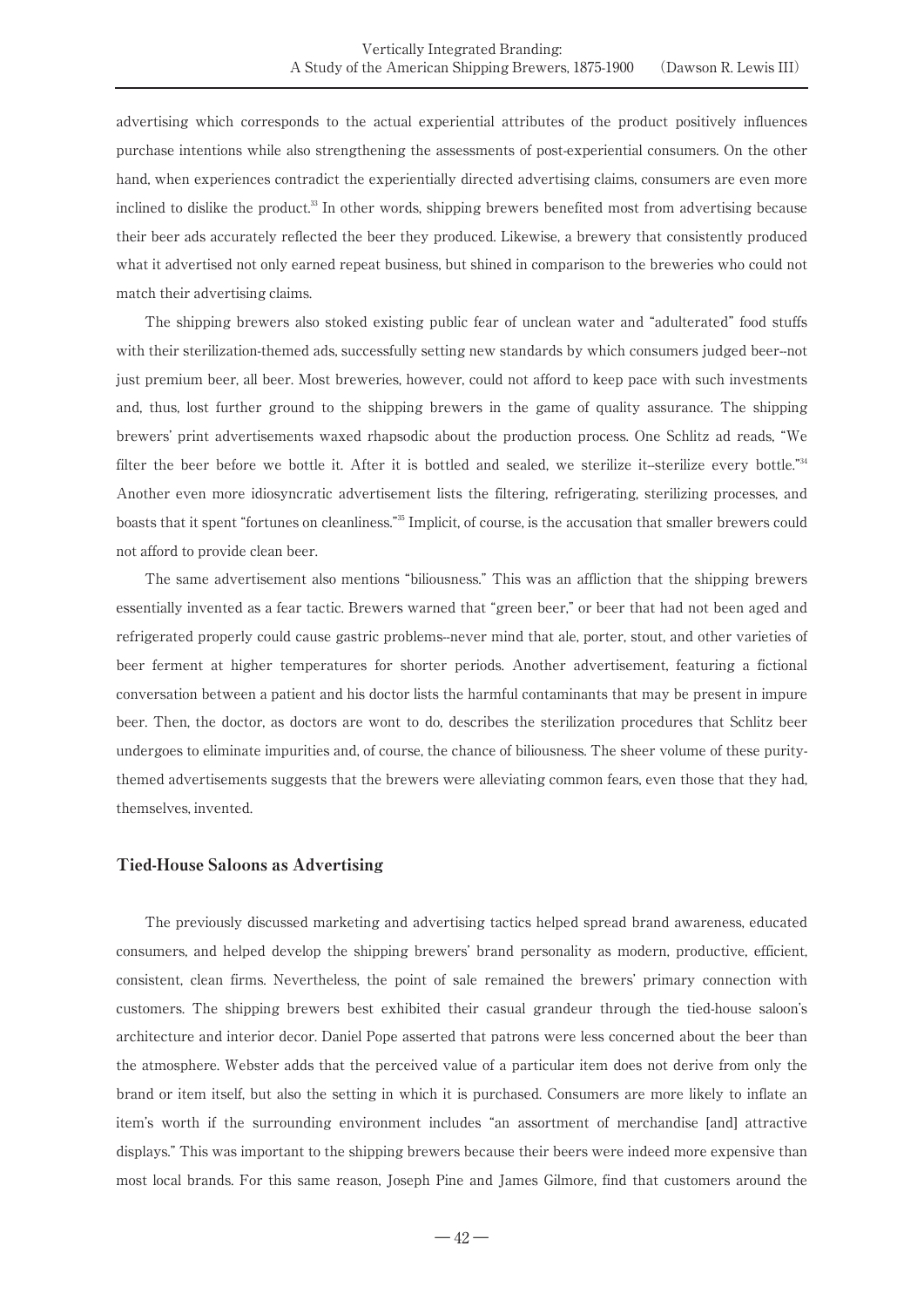advertising which corresponds to the actual experiential attributes of the product positively influences purchase intentions while also strengthening the assessments of post-experiential consumers. On the other hand, when experiences contradict the experientially directed advertising claims, consumers are even more inclined to dislike the product.[33] In other words, shipping brewers benefited most from advertising because their beer ads accurately reflected the beer they produced. Likewise, a brewery that consistently produced what it advertised not only earned repeat business, but shined in comparison to the breweries who could not match their advertising claims.

The shipping brewers also stoked existing public fear of unclean water and "adulterated" food stuffs with their sterilization-themed ads, successfully setting new standards by which consumers judged beer--not just premium beer, all beer. Most breweries, however, could not afford to keep pace with such investments and, thus, lost further ground to the shipping brewers in the game of quality assurance. The shipping brewers' print advertisements waxed rhapsodic about the production process. One Schlitz ad reads, "We filter the beer before we bottle it. After it is bottled and sealed, we sterilize it--sterilize every bottle."[34] Another even more idiosyncratic advertisement lists the filtering, refrigerating, sterilizing processes, and boasts that it spent "fortunes on cleanliness."[35] Implicit, of course, is the accusation that smaller brewers could not afford to provide clean beer.

The same advertisement also mentions "biliousness." This was an affliction that the shipping brewers essentially invented as a fear tactic. Brewers warned that "green beer," or beer that had not been aged and refrigerated properly could cause gastric problems--never mind that ale, porter, stout, and other varieties of beer ferment at higher temperatures for shorter periods. Another advertisement, featuring a fictional conversation between a patient and his doctor lists the harmful contaminants that may be present in impure beer. Then, the doctor, as doctors are wont to do, describes the sterilization procedures that Schlitz beer undergoes to eliminate impurities and, of course, the chance of biliousness. The sheer volume of these purity-themed advertisements suggests that the brewers were alleviating common fears, even those that they had, themselves, invented.

## Tied-House Saloons as Advertising

The previously discussed marketing and advertising tactics helped spread brand awareness, educated consumers, and helped develop the shipping brewers' brand personality as modern, productive, efficient, consistent, clean firms. Nevertheless, the point of sale remained the brewers' primary connection with customers. The shipping brewers best exhibited their casual grandeur through the tied-house saloon's architecture and interior decor. Daniel Pope asserted that patrons were less concerned about the beer than the atmosphere. Webster adds that the perceived value of a particular item does not derive from only the brand or item itself, but also the setting in which it is purchased. Consumers are more likely to inflate an item's worth if the surrounding environment includes "an assortment of merchandise [and] attractive displays." This was important to the shipping brewers because their beers were indeed more expensive than most local brands. For this same reason, Joseph Pine and James Gilmore, find that customers around the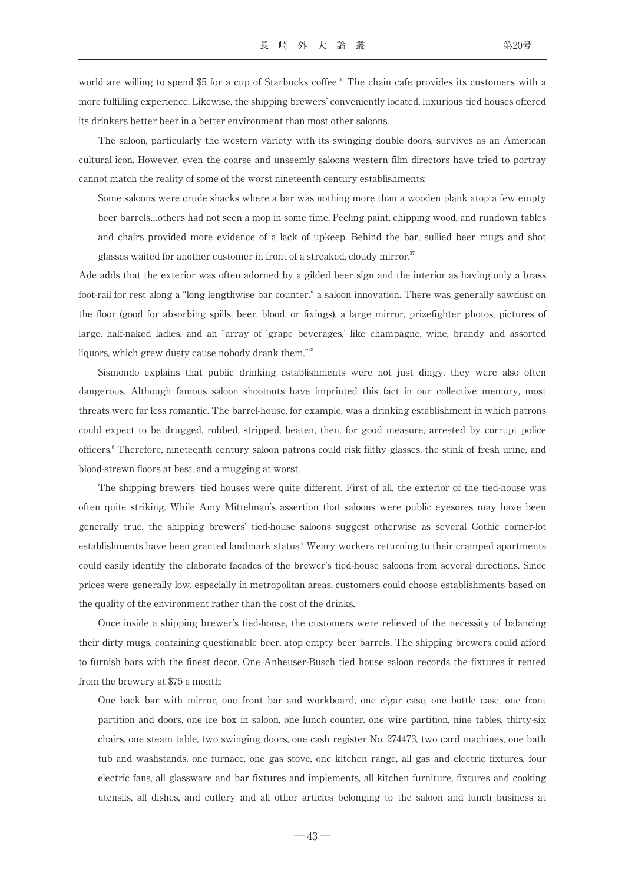world are willing to spend $5 for a cup of Starbucks coffee.[36] The chain cafe provides its customers with a more fulfilling experience. Likewise, the shipping brewers' conveniently located, luxurious tied houses offered its drinkers better beer in a better environment than most other saloons.

The saloon, particularly the western variety with its swinging double doors, survives as an American cultural icon. However, even the coarse and unseemly saloons western film directors have tried to portray cannot match the reality of some of the worst nineteenth century establishments:

> Some saloons were crude shacks where a bar was nothing more than a wooden plank atop a few empty beer barrels…others had not seen a mop in some time. Peeling paint, chipping wood, and rundown tables and chairs provided more evidence of a lack of upkeep. Behind the bar, sullied beer mugs and shot glasses waited for another customer in front of a streaked, cloudy mirror.[37]

Ade adds that the exterior was often adorned by a gilded beer sign and the interior as having only a brass foot-rail for rest along a "long lengthwise bar counter," a saloon innovation. There was generally sawdust on the floor (good for absorbing spills, beer, blood, or fixings), a large mirror, prizefighter photos, pictures of large, half-naked ladies, and an "array of 'grape beverages,' like champagne, wine, brandy and assorted liquors, which grew dusty cause nobody drank them."[38]

Sismondo explains that public drinking establishments were not just dingy, they were also often dangerous. Although famous saloon shootouts have imprinted this fact in our collective memory, most threats were far less romantic. The barrel-house, for example, was a drinking establishment in which patrons could expect to be drugged, robbed, stripped, beaten, then, for good measure, arrested by corrupt police officers.[6] Therefore, nineteenth century saloon patrons could risk filthy glasses, the stink of fresh urine, and blood-strewn floors at best, and a mugging at worst.

The shipping brewers' tied houses were quite different. First of all, the exterior of the tied-house was often quite striking. While Amy Mittelman's assertion that saloons were public eyesores may have been generally true, the shipping brewers' tied-house saloons suggest otherwise as several Gothic corner-lot establishments have been granted landmark status.[7] Weary workers returning to their cramped apartments could easily identify the elaborate facades of the brewer's tied-house saloons from several directions. Since prices were generally low, especially in metropolitan areas, customers could choose establishments based on the quality of the environment rather than the cost of the drinks.

Once inside a shipping brewer's tied-house, the customers were relieved of the necessity of balancing their dirty mugs, containing questionable beer, atop empty beer barrels. The shipping brewers could afford to furnish bars with the finest decor. One Anheuser-Busch tied house saloon records the fixtures it rented from the brewery at $75 a month:

> One back bar with mirror, one front bar and workboard, one cigar case, one bottle case, one front partition and doors, one ice box in saloon, one lunch counter, one wire partition, nine tables, thirty-six chairs, one steam table, two swinging doors, one cash register No. 274473, two card machines, one bath tub and washstands, one furnace, one gas stove, one kitchen range, all gas and electric fixtures, four electric fans, all glassware and bar fixtures and implements, all kitchen furniture, fixtures and cooking utensils, all dishes, and cutlery and all other articles belonging to the saloon and lunch business at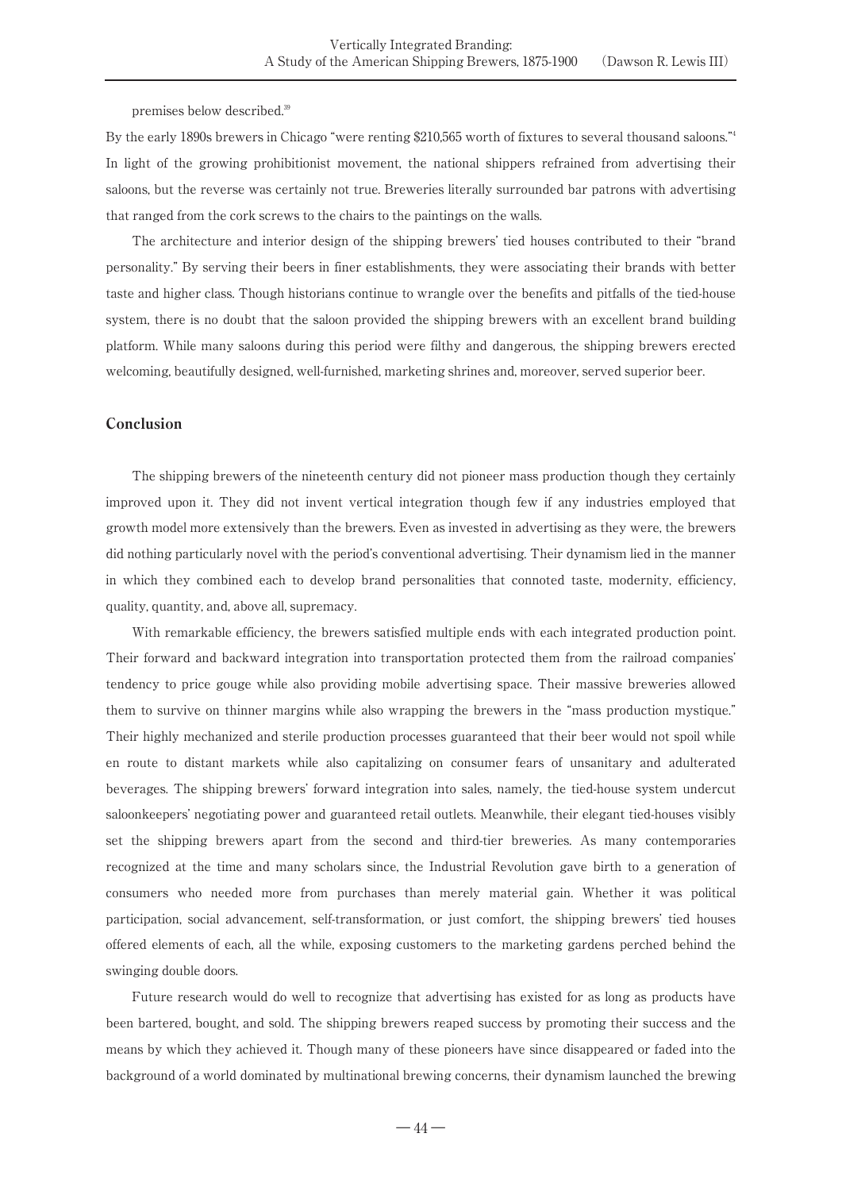premises below described.[39]

By the early 1890s brewers in Chicago "were renting $210,565 worth of fixtures to several thousand saloons."[4] In light of the growing prohibitionist movement, the national shippers refrained from advertising their saloons, but the reverse was certainly not true. Breweries literally surrounded bar patrons with advertising that ranged from the cork screws to the chairs to the paintings on the walls.

The architecture and interior design of the shipping brewers' tied houses contributed to their "brand personality." By serving their beers in finer establishments, they were associating their brands with better taste and higher class. Though historians continue to wrangle over the benefits and pitfalls of the tied-house system, there is no doubt that the saloon provided the shipping brewers with an excellent brand building platform. While many saloons during this period were filthy and dangerous, the shipping brewers erected welcoming, beautifully designed, well-furnished, marketing shrines and, moreover, served superior beer.

## Conclusion

The shipping brewers of the nineteenth century did not pioneer mass production though they certainly improved upon it. They did not invent vertical integration though few if any industries employed that growth model more extensively than the brewers. Even as invested in advertising as they were, the brewers did nothing particularly novel with the period's conventional advertising. Their dynamism lied in the manner in which they combined each to develop brand personalities that connoted taste, modernity, efficiency, quality, quantity, and, above all, supremacy.

With remarkable efficiency, the brewers satisfied multiple ends with each integrated production point. Their forward and backward integration into transportation protected them from the railroad companies' tendency to price gouge while also providing mobile advertising space. Their massive breweries allowed them to survive on thinner margins while also wrapping the brewers in the "mass production mystique." Their highly mechanized and sterile production processes guaranteed that their beer would not spoil while en route to distant markets while also capitalizing on consumer fears of unsanitary and adulterated beverages. The shipping brewers' forward integration into sales, namely, the tied-house system undercut saloonkeepers' negotiating power and guaranteed retail outlets. Meanwhile, their elegant tied-houses visibly set the shipping brewers apart from the second and third-tier breweries. As many contemporaries recognized at the time and many scholars since, the Industrial Revolution gave birth to a generation of consumers who needed more from purchases than merely material gain. Whether it was political participation, social advancement, self-transformation, or just comfort, the shipping brewers' tied houses offered elements of each, all the while, exposing customers to the marketing gardens perched behind the swinging double doors.

Future research would do well to recognize that advertising has existed for as long as products have been bartered, bought, and sold. The shipping brewers reaped success by promoting their success and the means by which they achieved it. Though many of these pioneers have since disappeared or faded into the background of a world dominated by multinational brewing concerns, their dynamism launched the brewing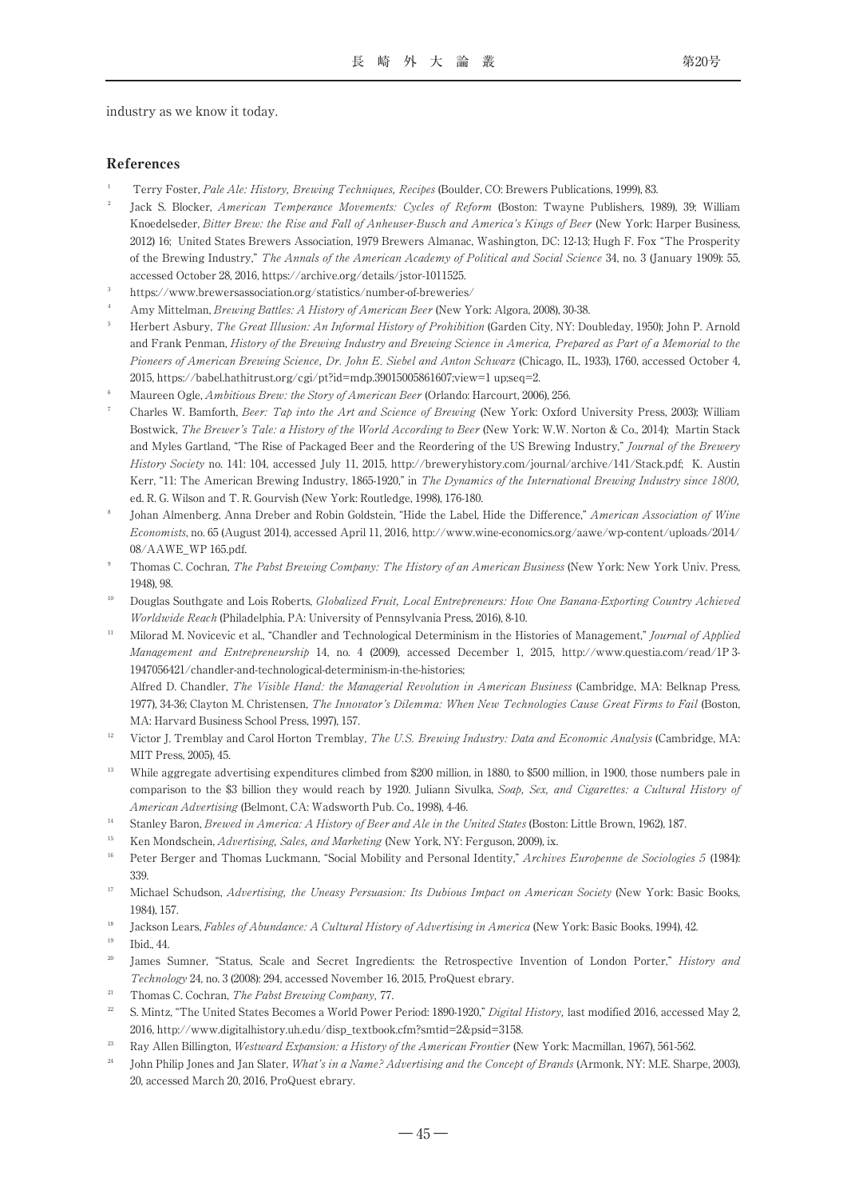industry as we know it today.

## References

1. Terry Foster, *Pale Ale: History, Brewing Techniques, Recipes* (Boulder, CO: Brewers Publications, 1999), 83.
2. Jack S. Blocker, *American Temperance Movements: Cycles of Reform* (Boston: Twayne Publishers, 1989), 39; William Knoedelseder, *Bitter Brew: the Rise and Fall of Anheuser-Busch and America's Kings of Beer* (New York: Harper Business, 2012) 16; United States Brewers Association, 1979 Brewers Almanac, Washington, DC: 12-13; Hugh F. Fox "The Prosperity of the Brewing Industry," *The Annals of the American Academy of Political and Social Science* 34, no. 3 (January 1909): 55, accessed October 28, 2016, https://archive.org/details/jstor-1011525.
3. https://www.brewersassociation.org/statistics/number-of-breweries/
4. Amy Mittelman, *Brewing Battles: A History of American Beer* (New York: Algora, 2008), 30-38.
5. Herbert Asbury, *The Great Illusion: An Informal History of Prohibition* (Garden City, NY: Doubleday, 1950); John P. Arnold and Frank Penman, *History of the Brewing Industry and Brewing Science in America, Prepared as Part of a Memorial to the Pioneers of American Brewing Science, Dr. John E. Siebel and Anton Schwarz* (Chicago, IL, 1933), 1760, accessed October 4, 2015, https://babel.hathitrust.org/cgi/pt?id=mdp.39015005861607;view=1 up;seq=2.
6. Maureen Ogle, *Ambitious Brew: the Story of American Beer* (Orlando: Harcourt, 2006), 256.
7. Charles W. Bamforth, *Beer: Tap into the Art and Science of Brewing* (New York: Oxford University Press, 2003); William Bostwick, *The Brewer's Tale: a History of the World According to Beer* (New York: W.W. Norton & Co., 2014); Martin Stack and Myles Gartland, "The Rise of Packaged Beer and the Reordering of the US Brewing Industry," *Journal of the Brewery History Society* no. 141: 104, accessed July 11, 2015, http://breweryhistory.com/journal/archive/141/Stack.pdf; K. Austin Kerr, "11: The American Brewing Industry, 1865-1920," in *The Dynamics of the International Brewing Industry since 1800,* ed. R. G. Wilson and T. R. Gourvish (New York: Routledge, 1998), 176-180.
8. Johan Almenberg, Anna Dreber and Robin Goldstein, "Hide the Label, Hide the Difference," *American Association of Wine Economists*, no. 65 (August 2014), accessed April 11, 2016, http://www.wine-economics.org/aawe/wp-content/uploads/2014/08/AAWE_WP 165.pdf.
9. Thomas C. Cochran, *The Pabst Brewing Company: The History of an American Business* (New York: New York Univ. Press, 1948), 98.
10. Douglas Southgate and Lois Roberts, *Globalized Fruit, Local Entrepreneurs: How One Banana-Exporting Country Achieved Worldwide Reach* (Philadelphia, PA: University of Pennsylvania Press, 2016), 8-10.
11. Milorad M. Novicevic et al., "Chandler and Technological Determinism in the Histories of Management," *Journal of Applied Management and Entrepreneurship* 14, no. 4 (2009), accessed December 1, 2015, http://www.questia.com/read/1P 3-1947056421/chandler-and-technological-determinism-in-the-histories;
   Alfred D. Chandler, *The Visible Hand: the Managerial Revolution in American Business* (Cambridge, MA: Belknap Press, 1977), 34-36; Clayton M. Christensen, *The Innovator's Dilemma: When New Technologies Cause Great Firms to Fail* (Boston, MA: Harvard Business School Press, 1997), 157.
12. Victor J. Tremblay and Carol Horton Tremblay, *The U.S. Brewing Industry: Data and Economic Analysis* (Cambridge, MA: MIT Press, 2005), 45.
13. While aggregate advertising expenditures climbed from $200 million, in 1880, to $500 million, in 1900, those numbers pale in comparison to the $3 billion they would reach by 1920. Juliann Sivulka, *Soap, Sex, and Cigarettes: a Cultural History of American Advertising* (Belmont, CA: Wadsworth Pub. Co., 1998), 4-46.
14. Stanley Baron, *Brewed in America: A History of Beer and Ale in the United States* (Boston: Little Brown, 1962), 187.
15. Ken Mondschein, *Advertising, Sales, and Marketing* (New York, NY: Ferguson, 2009), ix.
16. Peter Berger and Thomas Luckmann, "Social Mobility and Personal Identity," *Archives Europenne de Sociologies 5* (1984): 339.
17. Michael Schudson, *Advertising, the Uneasy Persuasion: Its Dubious Impact on American Society* (New York: Basic Books, 1984), 157.
18. Jackson Lears, *Fables of Abundance: A Cultural History of Advertising in America* (New York: Basic Books, 1994), 42.
19. Ibid., 44.
20. James Sumner, "Status, Scale and Secret Ingredients: the Retrospective Invention of London Porter," *History and Technology* 24, no. 3 (2008): 294, accessed November 16, 2015, ProQuest ebrary.
21. Thomas C. Cochran, *The Pabst Brewing Company,* 77.
22. S. Mintz, "The United States Becomes a World Power Period: 1890-1920," *Digital History,* last modified 2016, accessed May 2, 2016, http://www.digitalhistory.uh.edu/disp_textbook.cfm?smtid=2&psid=3158.
23. Ray Allen Billington, *Westward Expansion: a History of the American Frontier* (New York: Macmillan, 1967), 561-562.
24. John Philip Jones and Jan Slater, *What's in a Name? Advertising and the Concept of Brands* (Armonk, NY: M.E. Sharpe, 2003), 20, accessed March 20, 2016, ProQuest ebrary.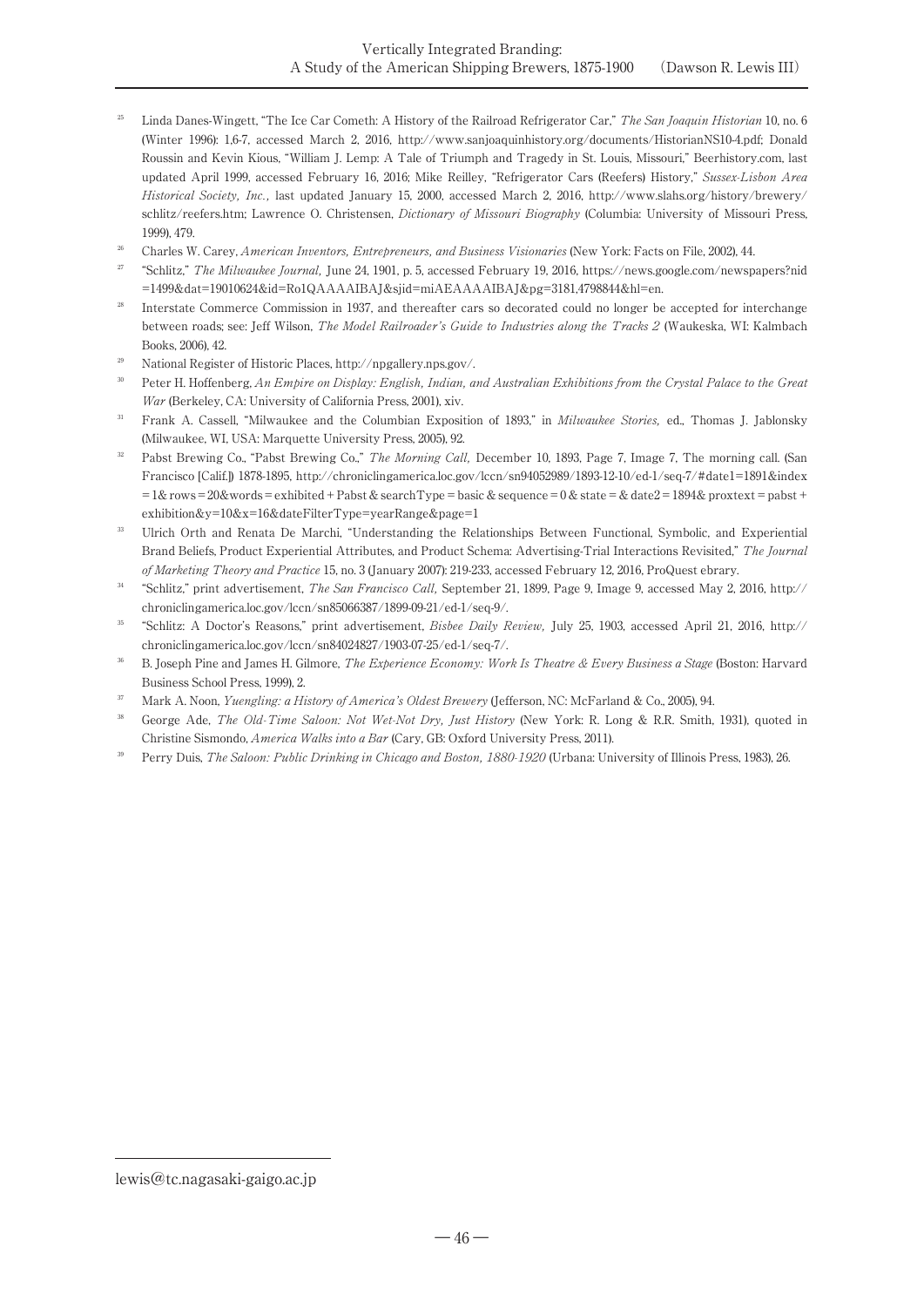[25] Linda Danes-Wingett, "The Ice Car Cometh: A History of the Railroad Refrigerator Car," *The San Joaquin Historian* 10, no. 6 (Winter 1996): 1,6-7, accessed March 2, 2016, http://www.sanjoaquinhistory.org/documents/HistorianNS10-4.pdf; Donald Roussin and Kevin Kious, "William J. Lemp: A Tale of Triumph and Tragedy in St. Louis, Missouri," Beerhistory.com, last updated April 1999, accessed February 16, 2016; Mike Reilley, "Refrigerator Cars (Reefers) History," *Sussex-Lisbon Area Historical Society, Inc.*, last updated January 15, 2000, accessed March 2, 2016, http://www.slahs.org/history/brewery/schlitz/reefers.htm; Lawrence O. Christensen, *Dictionary of Missouri Biography* (Columbia: University of Missouri Press, 1999), 479.

[26] Charles W. Carey, *American Inventors, Entrepreneurs, and Business Visionaries* (New York: Facts on File, 2002), 44.

[27] "Schlitz," *The Milwaukee Journal*, June 24, 1901, p. 5, accessed February 19, 2016, https://news.google.com/newspapers?nid=1499&dat=19010624&id=Ro1QAAAAIBAJ&sjid=miAEAAAAIBAJ&pg=3181,4798844&hl=en.

[28] Interstate Commerce Commission in 1937, and thereafter cars so decorated could no longer be accepted for interchange between roads; see: Jeff Wilson, *The Model Railroader's Guide to Industries along the Tracks 2* (Waukeska, WI: Kalmbach Books, 2006), 42.

[29] National Register of Historic Places, http://npgallery.nps.gov/.

[30] Peter H. Hoffenberg, *An Empire on Display: English, Indian, and Australian Exhibitions from the Crystal Palace to the Great War* (Berkeley, CA: University of California Press, 2001), xiv.

[31] Frank A. Cassell, "Milwaukee and the Columbian Exposition of 1893," in *Milwaukee Stories,* ed., Thomas J. Jablonsky (Milwaukee, WI, USA: Marquette University Press, 2005), 92.

[32] Pabst Brewing Co., "Pabst Brewing Co.," *The Morning Call*, December 10, 1893, Page 7, Image 7, The morning call. (San Francisco [Calif.]) 1878-1895, http://chroniclingamerica.loc.gov/lccn/sn94052989/1893-12-10/ed-1/seq-7/#date1=1891&index=1&rows=20&words=exhibited+Pabst&searchType=basic&sequence=0&state=&date2=1894&proxtext=pabst+exhibition&y=10&x=16&dateFilterType=yearRange&page=1

[33] Ulrich Orth and Renata De Marchi, "Understanding the Relationships Between Functional, Symbolic, and Experiential Brand Beliefs, Product Experiential Attributes, and Product Schema: Advertising-Trial Interactions Revisited," *The Journal of Marketing Theory and Practice* 15, no. 3 (January 2007): 219-233, accessed February 12, 2016, ProQuest ebrary.

[34] "Schlitz," print advertisement, *The San Francisco Call,* September 21, 1899, Page 9, Image 9, accessed May 2, 2016, http://chroniclingamerica.loc.gov/lccn/sn85066387/1899-09-21/ed-1/seq-9/.

[35] "Schlitz: A Doctor's Reasons," print advertisement, *Bisbee Daily Review,* July 25, 1903, accessed April 21, 2016, http://chroniclingamerica.loc.gov/lccn/sn84024827/1903-07-25/ed-1/seq-7/.

[36] B. Joseph Pine and James H. Gilmore, *The Experience Economy: Work Is Theatre & Every Business a Stage* (Boston: Harvard Business School Press, 1999), 2.

[37] Mark A. Noon, *Yuengling: a History of America's Oldest Brewery* (Jefferson, NC: McFarland & Co., 2005), 94.

[38] George Ade, *The Old-Time Saloon: Not Wet-Not Dry, Just History* (New York: R. Long & R.R. Smith, 1931), quoted in Christine Sismondo, *America Walks into a Bar* (Cary, GB: Oxford University Press, 2011).

[39] Perry Duis, *The Saloon: Public Drinking in Chicago and Boston, 1880-1920* (Urbana: University of Illinois Press, 1983), 26.

lewis@tc.nagasaki-gaigo.ac.jp